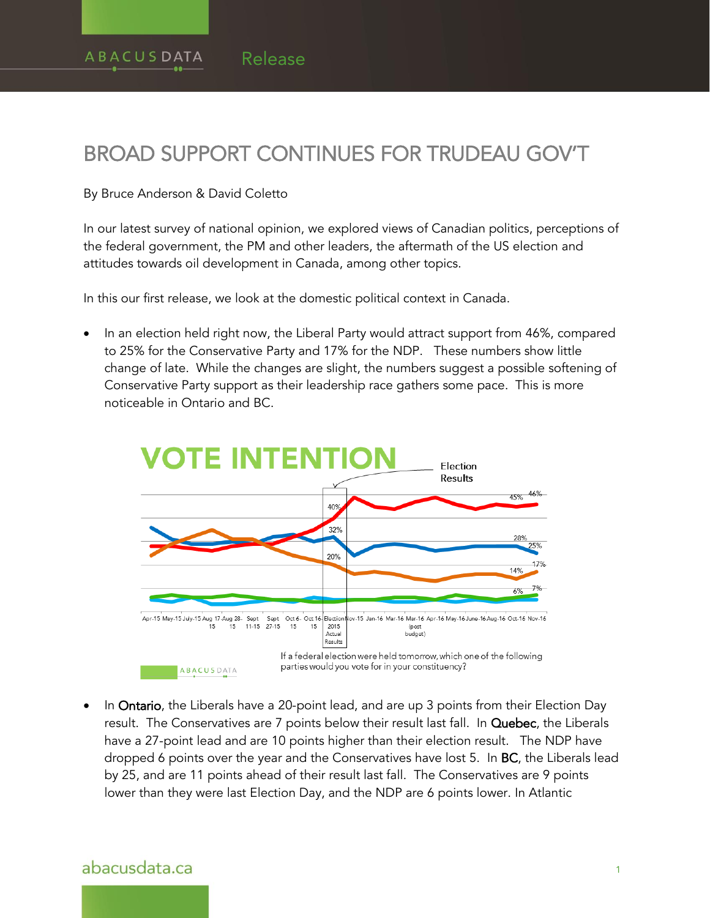ABACUS DATA Release

# BROAD SUPPORT CONTINUES FOR TRUDEAU GOV'T

By Bruce Anderson & David Coletto

In our latest survey of national opinion, we explored views of Canadian politics, perceptions of the federal government, the PM and other leaders, the aftermath of the US election and attitudes towards oil development in Canada, among other topics.

In this our first release, we look at the domestic political context in Canada.

- In an election held right now, the Liberal Party would attract support from 46%, compared to 25% for the Conservative Party and 17% for the NDP. These numbers show little change of late. While the changes are slight, the numbers suggest a possible softening of Conservative Party support as their leadership race gathers some pace. This is more noticeable in Ontario and BC.

VOTE INTENTION

If a federal election were held tomorrow, which one of the following parties would you vote for in your constituency?

- In Ontario, the Liberals have a 20-point lead, and are up 3 points from their Election Day result. The Conservatives are 7 points below their result last fall. In Quebec, the Liberals have a 27-point lead and are 10 points higher than their election result. The NDP have dropped 6 points over the year and the Conservatives have lost 5. In BC, the Liberals lead by 25, and are 11 points ahead of their result last fall. The Conservatives are 9 points lower than they were last Election Day, and the NDP are 6 points lower. In Atlantic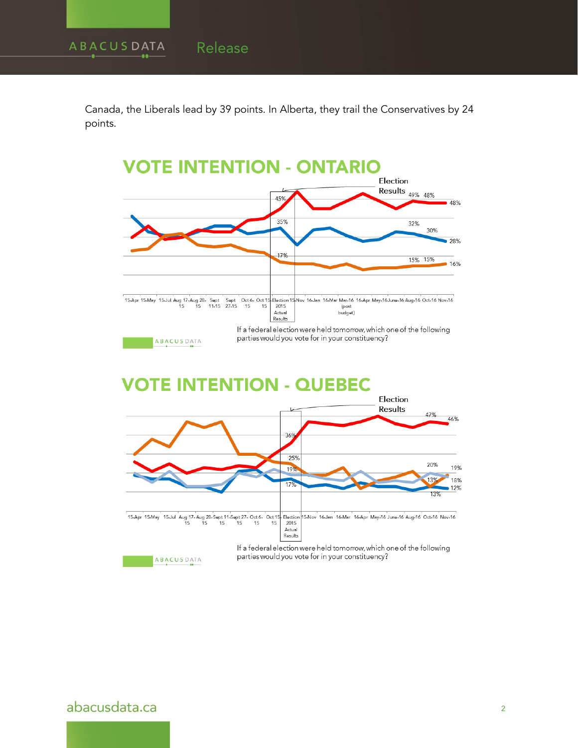Canada, the Liberals lead by 39 points. In Alberta, they trail the Conservatives by 24 points.

## VOTE INTENTION - ONTARIO

Election Results

45% 49% 48% 48%

35% 32% 30% 28%

17% 15% 15% 16%

15-Apr 15-May 15-Jul Aug 15 17-Aug 15 28-Sept 11-15 Sept 27-15 Oct 6-15 Oct 15 Election 2015 Actual Results 15-Nov 16-Jan 16-Mar Mar-16 (post budget) 16-Apr May-16 June-16 Aug-16 Oct-16 Nov-16

If a federal election were held tomorrow, which one of the following parties would you vote for in your constituency?

ABACUS DATA

## VOTE INTENTION - QUEBEC

Election Results

36% 47% 46%

25% 20% 19%

19% 13% 18%

17% 13% 12%

15-Apr 15-May 15-Jul Aug 15 17-Aug 15 28-Sept 15 11-Sept 15 27-Oct 15 6-Oct 15 15-Election 2015 Actual Results 15-Nov 16-Jan 16-Mar 16-Apr May-16 June-16 Aug-16 Oct-16 Nov-16

If a federal election were held tomorrow, which one of the following parties would you vote for in your constituency?

ABACUS DATA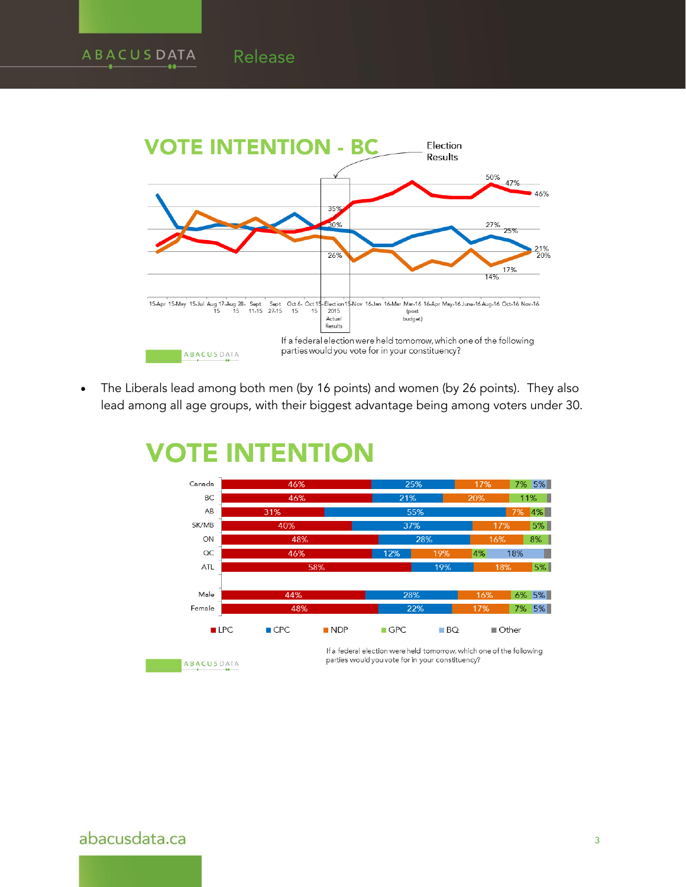## VOTE INTENTION - BC

Election Results

If a federal election were held tomorrow, which one of the following parties would you vote for in your constituency?

- The Liberals lead among both men (by 16 points) and women (by 26 points). They also lead among all age groups, with their biggest advantage being among voters under 30.

## VOTE INTENTION

| | LPC | CPC | NDP | GPC | BQ | Other |
|---|---|---|---|---|---|---|
| Canada | 46% | 25% | 17% | 7% | 5% | |
| BC | 46% | 21% | 20% | 11% | | |
| AB | 31% | 55% | 7% | 4% | | |
| SK/MB | 40% | 37% | 17% | 5% | | |
| ON | 48% | 28% | 16% | 8% | | |
| QC | 46% | 12% | 19% | 4% | 18% | |
| ATL | 58% | 19% | 18% | 5% | | |
| Male | 44% | 28% | 16% | 6% | 5% | |
| Female | 48% | 22% | 17% | 7% | 5% | |

If a federal election were held tomorrow, which one of the following parties would you vote for in your constituency?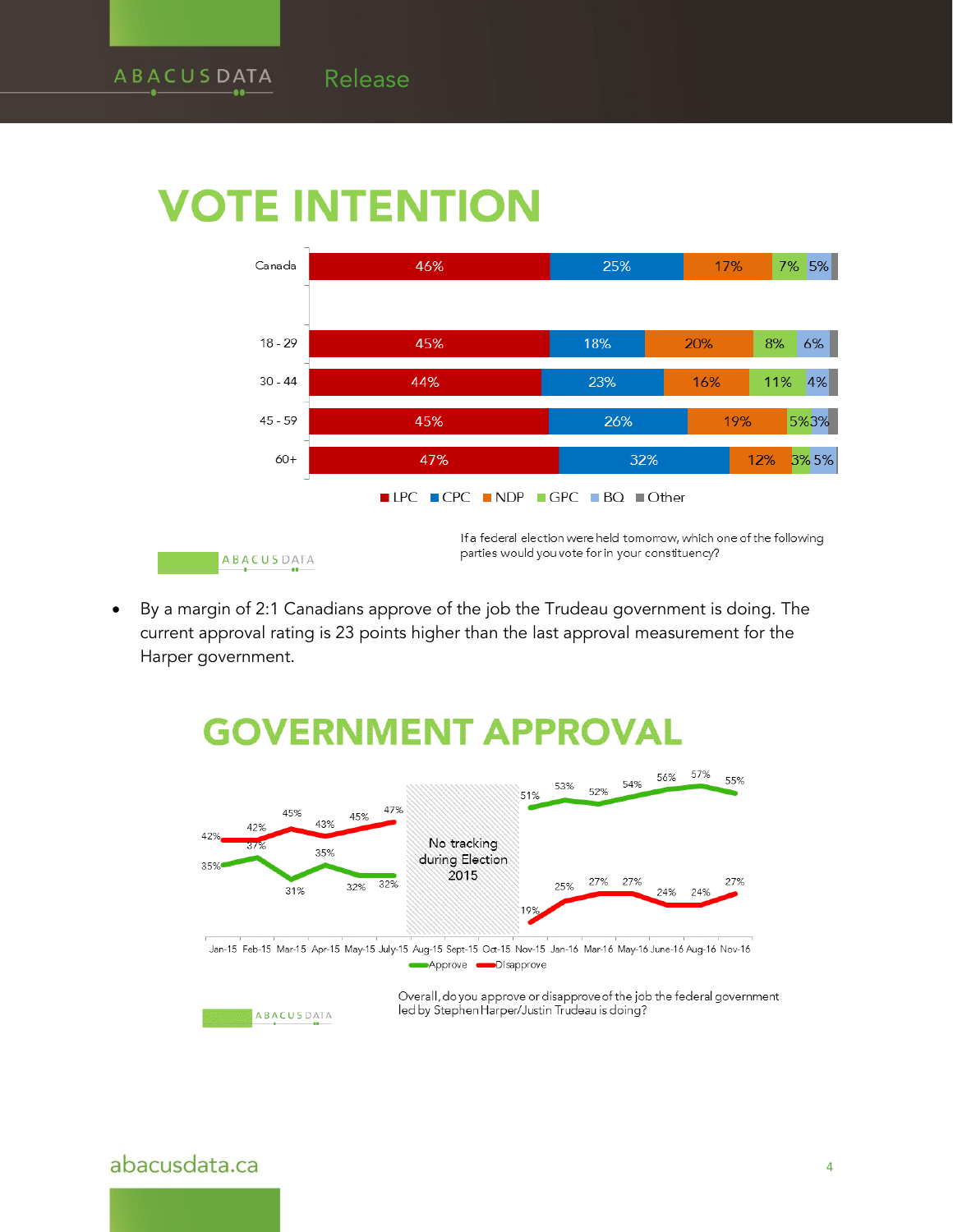# VOTE INTENTION

| | LPC | CPC | NDP | GPC | BQ | Other |
|---|---|---|---|---|---|---|
| Canada | 46% | 25% | 17% | 7% | 5% | |
| 18 - 29 | 45% | 18% | 20% | 8% | 6% | |
| 30 - 44 | 44% | 23% | 16% | 11% | 4% | |
| 45 - 59 | 45% | 26% | 19% | 5% | 3% | |
| 60+ | 47% | 32% | 12% | 3% | 5% | |

If a federal election were held tomorrow, which one of the following parties would you vote for in your constituency?

- By a margin of 2:1 Canadians approve of the job the Trudeau government is doing. The current approval rating is 23 points higher than the last approval measurement for the Harper government.

# GOVERNMENT APPROVAL

| | Jan-15 | Feb-15 | Mar-15 | Apr-15 | May-15 | July-15 | Aug-15 | Sept-15 | Oct-15 | Nov-15 | Jan-16 | Mar-16 | May-16 | June-16 | Aug-16 | Nov-16 |
|---|---|---|---|---|---|---|---|---|---|---|---|---|---|---|---|---|
| Approve | 35% | 37% | 31% | 35% | 32% | 32% | | | | 51% | 53% | 52% | 54% | 56% | 57% | 55% |
| Disapprove | 42% | 42% | 45% | 43% | 45% | 47% | | | | 19% | 25% | 27% | 27% | 24% | 24% | 27% |

No tracking during Election 2015

Overall, do you approve or disapprove of the job the federal government led by Stephen Harper/Justin Trudeau is doing?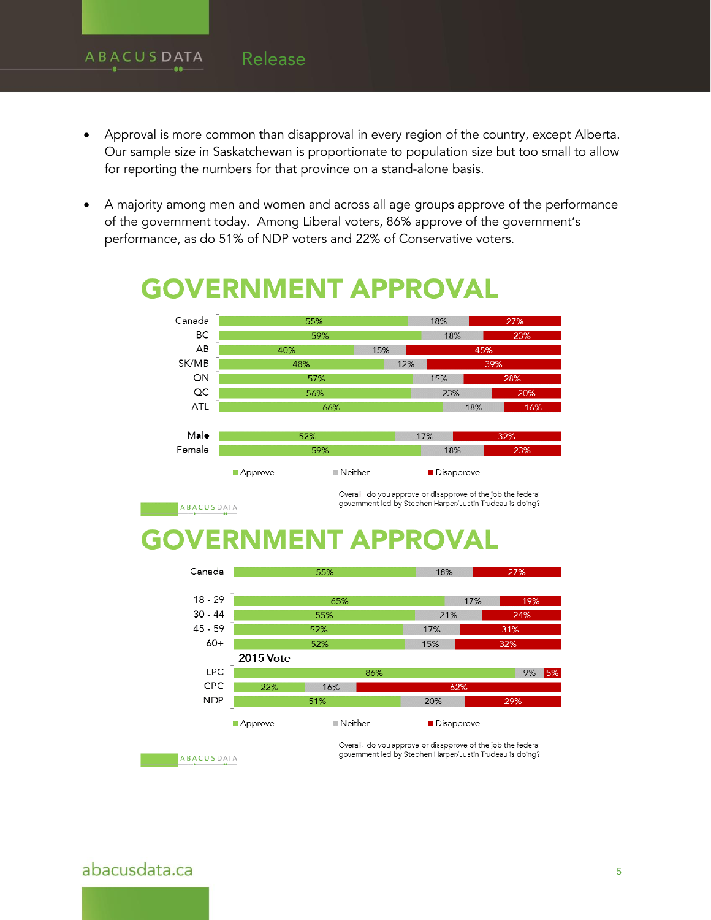- Approval is more common than disapproval in every region of the country, except Alberta. Our sample size in Saskatchewan is proportionate to population size but too small to allow for reporting the numbers for that province on a stand-alone basis.

- A majority among men and women and across all age groups approve of the performance of the government today. Among Liberal voters, 86% approve of the government's performance, as do 51% of NDP voters and 22% of Conservative voters.

## GOVERNMENT APPROVAL

| | Approve | Neither | Disapprove |
|---|---|---|---|
| Canada | 55% | 18% | 27% |
| BC | 59% | 18% | 23% |
| AB | 40% | 15% | 45% |
| SK/MB | 48% | 12% | 39% |
| ON | 57% | 15% | 28% |
| QC | 56% | 23% | 20% |
| ATL | 66% | 18% | 16% |
| Male | 52% | 17% | 32% |
| Female | 59% | 18% | 23% |

Overall, do you approve or disapprove of the job the federal government led by Stephen Harper/Justin Trudeau is doing?

## GOVERNMENT APPROVAL

| | Approve | Neither | Disapprove |
|---|---|---|---|
| Canada | 55% | 18% | 27% |
| 18 - 29 | 65% | 17% | 19% |
| 30 - 44 | 55% | 21% | 24% |
| 45 - 59 | 52% | 17% | 31% |
| 60+ | 52% | 15% | 32% |
| **2015 Vote** | | | |
| LPC | 86% | 9% | 5% |
| CPC | 22% | 16% | 62% |
| NDP | 51% | 20% | 29% |

Overall, do you approve or disapprove of the job the federal government led by Stephen Harper/Justin Trudeau is doing?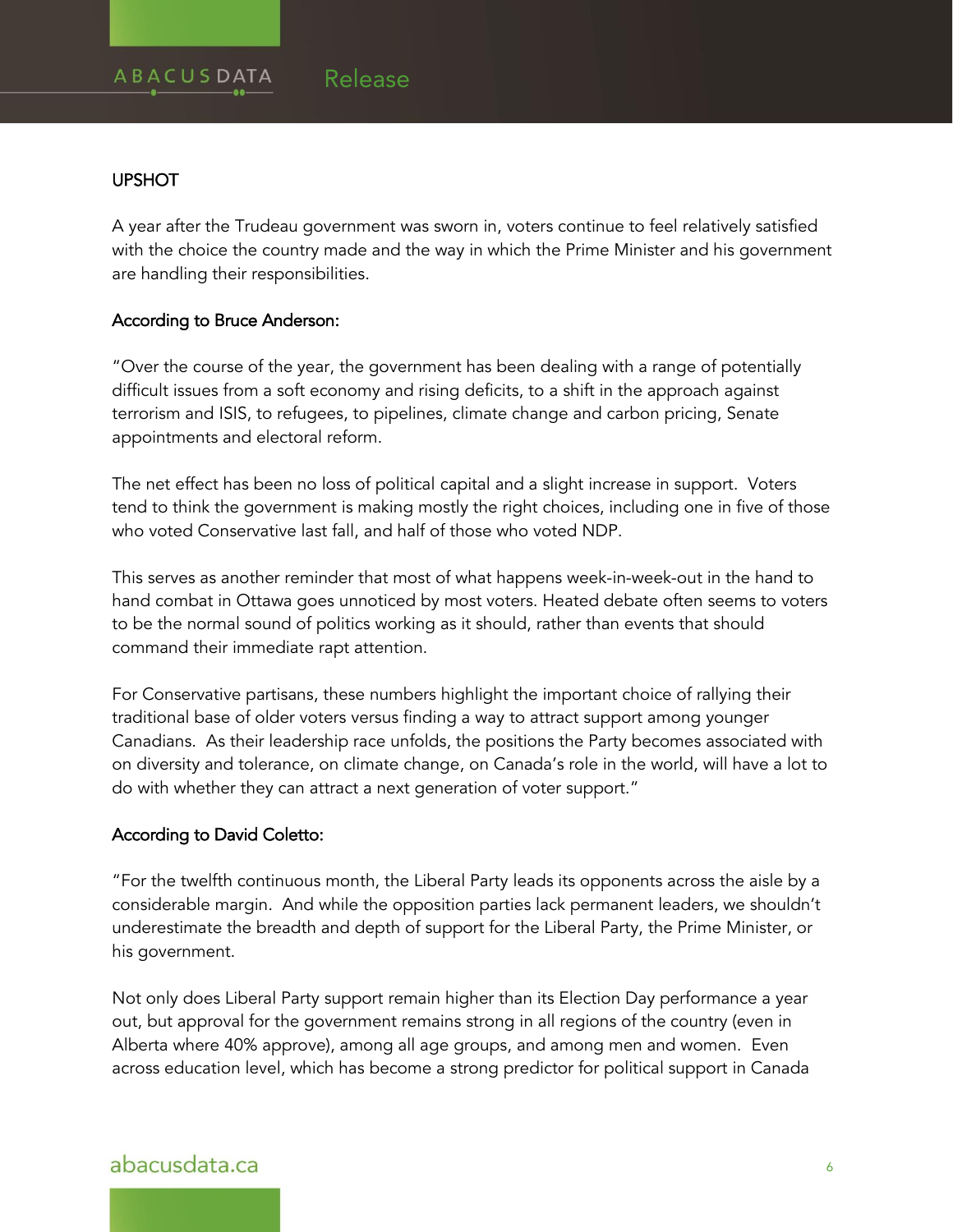## UPSHOT

A year after the Trudeau government was sworn in, voters continue to feel relatively satisfied with the choice the country made and the way in which the Prime Minister and his government are handling their responsibilities.

### According to Bruce Anderson:

"Over the course of the year, the government has been dealing with a range of potentially difficult issues from a soft economy and rising deficits, to a shift in the approach against terrorism and ISIS, to refugees, to pipelines, climate change and carbon pricing, Senate appointments and electoral reform.

The net effect has been no loss of political capital and a slight increase in support. Voters tend to think the government is making mostly the right choices, including one in five of those who voted Conservative last fall, and half of those who voted NDP.

This serves as another reminder that most of what happens week-in-week-out in the hand to hand combat in Ottawa goes unnoticed by most voters. Heated debate often seems to voters to be the normal sound of politics working as it should, rather than events that should command their immediate rapt attention.

For Conservative partisans, these numbers highlight the important choice of rallying their traditional base of older voters versus finding a way to attract support among younger Canadians. As their leadership race unfolds, the positions the Party becomes associated with on diversity and tolerance, on climate change, on Canada's role in the world, will have a lot to do with whether they can attract a next generation of voter support."

### According to David Coletto:

"For the twelfth continuous month, the Liberal Party leads its opponents across the aisle by a considerable margin. And while the opposition parties lack permanent leaders, we shouldn't underestimate the breadth and depth of support for the Liberal Party, the Prime Minister, or his government.

Not only does Liberal Party support remain higher than its Election Day performance a year out, but approval for the government remains strong in all regions of the country (even in Alberta where 40% approve), among all age groups, and among men and women. Even across education level, which has become a strong predictor for political support in Canada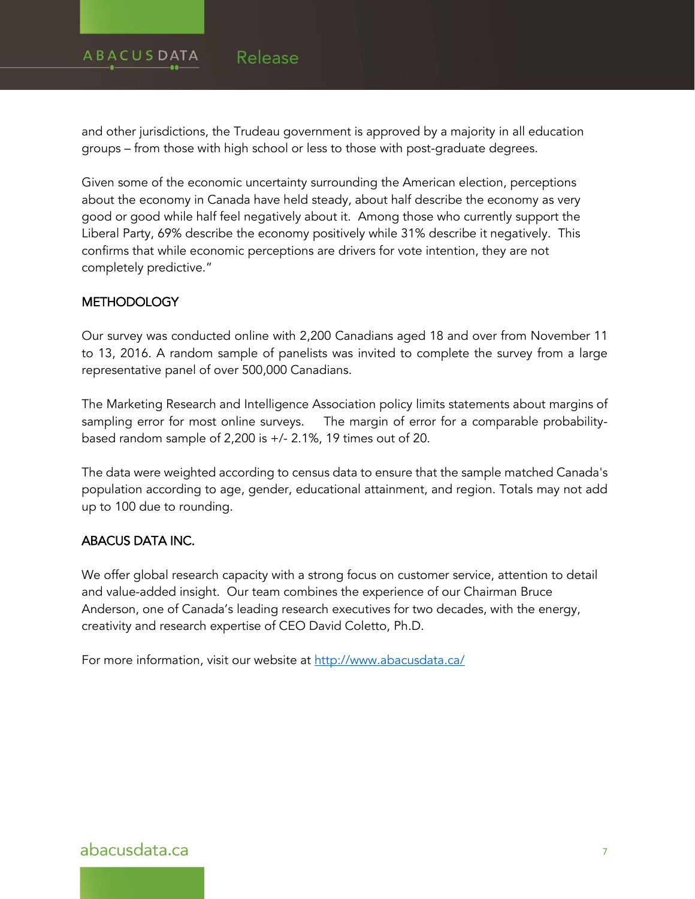and other jurisdictions, the Trudeau government is approved by a majority in all education groups – from those with high school or less to those with post-graduate degrees.

Given some of the economic uncertainty surrounding the American election, perceptions about the economy in Canada have held steady, about half describe the economy as very good or good while half feel negatively about it. Among those who currently support the Liberal Party, 69% describe the economy positively while 31% describe it negatively. This confirms that while economic perceptions are drivers for vote intention, they are not completely predictive."

## METHODOLOGY

Our survey was conducted online with 2,200 Canadians aged 18 and over from November 11 to 13, 2016. A random sample of panelists was invited to complete the survey from a large representative panel of over 500,000 Canadians.

The Marketing Research and Intelligence Association policy limits statements about margins of sampling error for most online surveys. The margin of error for a comparable probability-based random sample of 2,200 is +/- 2.1%, 19 times out of 20.

The data were weighted according to census data to ensure that the sample matched Canada's population according to age, gender, educational attainment, and region. Totals may not add up to 100 due to rounding.

## ABACUS DATA INC.

We offer global research capacity with a strong focus on customer service, attention to detail and value-added insight. Our team combines the experience of our Chairman Bruce Anderson, one of Canada's leading research executives for two decades, with the energy, creativity and research expertise of CEO David Coletto, Ph.D.

For more information, visit our website at [http://www.abacusdata.ca/](http://www.abacusdata.ca/)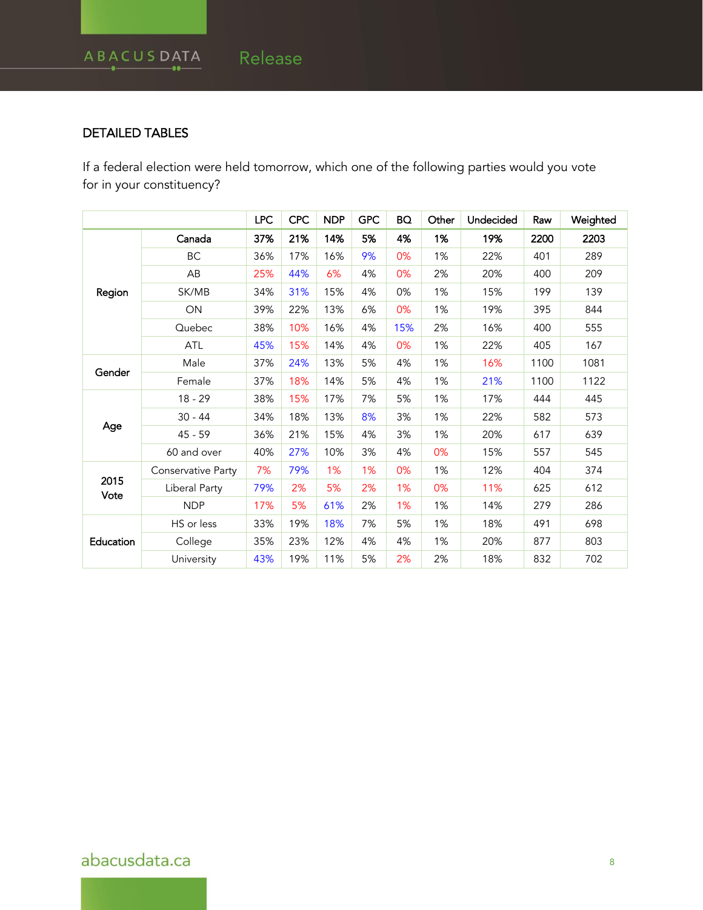## DETAILED TABLES

If a federal election were held tomorrow, which one of the following parties would you vote for in your constituency?

| | | LPC | CPC | NDP | GPC | BQ | Other | Undecided | Raw | Weighted |
|---|---|---|---|---|---|---|---|---|---|---|
| | **Canada** | **37%** | **21%** | **14%** | **5%** | **4%** | **1%** | **19%** | **2200** | **2203** |
| **Region** | BC | 36% | 17% | 16% | 9% | 0% | 1% | 22% | 401 | 289 |
| | AB | 25% | 44% | 6% | 4% | 0% | 2% | 20% | 400 | 209 |
| | SK/MB | 34% | 31% | 15% | 4% | 0% | 1% | 15% | 199 | 139 |
| | ON | 39% | 22% | 13% | 6% | 0% | 1% | 19% | 395 | 844 |
| | Quebec | 38% | 10% | 16% | 4% | 15% | 2% | 16% | 400 | 555 |
| | ATL | 45% | 15% | 14% | 4% | 0% | 1% | 22% | 405 | 167 |
| **Gender** | Male | 37% | 24% | 13% | 5% | 4% | 1% | 16% | 1100 | 1081 |
| | Female | 37% | 18% | 14% | 5% | 4% | 1% | 21% | 1100 | 1122 |
| **Age** | 18 - 29 | 38% | 15% | 17% | 7% | 5% | 1% | 17% | 444 | 445 |
| | 30 - 44 | 34% | 18% | 13% | 8% | 3% | 1% | 22% | 582 | 573 |
| | 45 - 59 | 36% | 21% | 15% | 4% | 3% | 1% | 20% | 617 | 639 |
| | 60 and over | 40% | 27% | 10% | 3% | 4% | 0% | 15% | 557 | 545 |
| **2015 Vote** | Conservative Party | 7% | 79% | 1% | 1% | 0% | 1% | 12% | 404 | 374 |
| | Liberal Party | 79% | 2% | 5% | 2% | 1% | 0% | 11% | 625 | 612 |
| | NDP | 17% | 5% | 61% | 2% | 1% | 1% | 14% | 279 | 286 |
| **Education** | HS or less | 33% | 19% | 18% | 7% | 5% | 1% | 18% | 491 | 698 |
| | College | 35% | 23% | 12% | 4% | 4% | 1% | 20% | 877 | 803 |
| | University | 43% | 19% | 11% | 5% | 2% | 2% | 18% | 832 | 702 |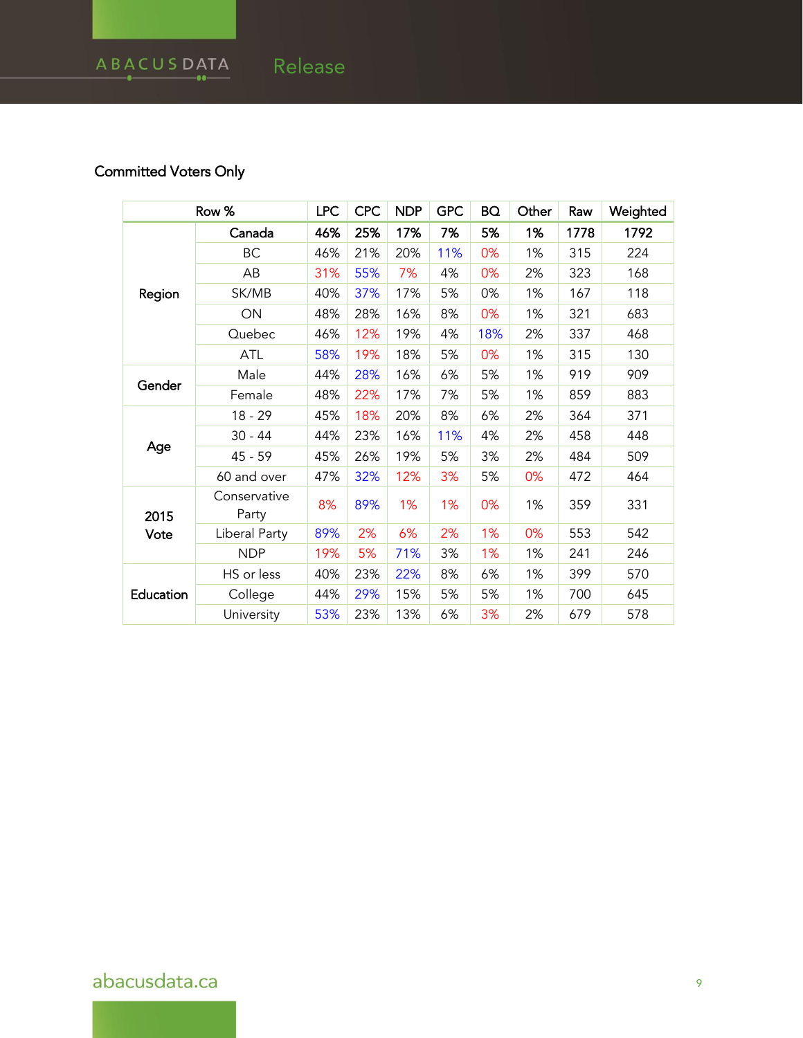Committed Voters Only

| Row % | | LPC | CPC | NDP | GPC | BQ | Other | Raw | Weighted |
|---|---|---|---|---|---|---|---|---|---|
| | **Canada** | **46%** | **25%** | **17%** | **7%** | **5%** | **1%** | **1778** | **1792** |
| Region | BC | 46% | 21% | 20% | 11% | 0% | 1% | 315 | 224 |
| | AB | 31% | 55% | 7% | 4% | 0% | 2% | 323 | 168 |
| | SK/MB | 40% | 37% | 17% | 5% | 0% | 1% | 167 | 118 |
| | ON | 48% | 28% | 16% | 8% | 0% | 1% | 321 | 683 |
| | Quebec | 46% | 12% | 19% | 4% | 18% | 2% | 337 | 468 |
| | ATL | 58% | 19% | 18% | 5% | 0% | 1% | 315 | 130 |
| Gender | Male | 44% | 28% | 16% | 6% | 5% | 1% | 919 | 909 |
| | Female | 48% | 22% | 17% | 7% | 5% | 1% | 859 | 883 |
| Age | 18 - 29 | 45% | 18% | 20% | 8% | 6% | 2% | 364 | 371 |
| | 30 - 44 | 44% | 23% | 16% | 11% | 4% | 2% | 458 | 448 |
| | 45 - 59 | 45% | 26% | 19% | 5% | 3% | 2% | 484 | 509 |
| | 60 and over | 47% | 32% | 12% | 3% | 5% | 0% | 472 | 464 |
| 2015 Vote | Conservative Party | 8% | 89% | 1% | 1% | 0% | 1% | 359 | 331 |
| | Liberal Party | 89% | 2% | 6% | 2% | 1% | 0% | 553 | 542 |
| | NDP | 19% | 5% | 71% | 3% | 1% | 1% | 241 | 246 |
| Education | HS or less | 40% | 23% | 22% | 8% | 6% | 1% | 399 | 570 |
| | College | 44% | 29% | 15% | 5% | 5% | 1% | 700 | 645 |
| | University | 53% | 23% | 13% | 6% | 3% | 2% | 679 | 578 |